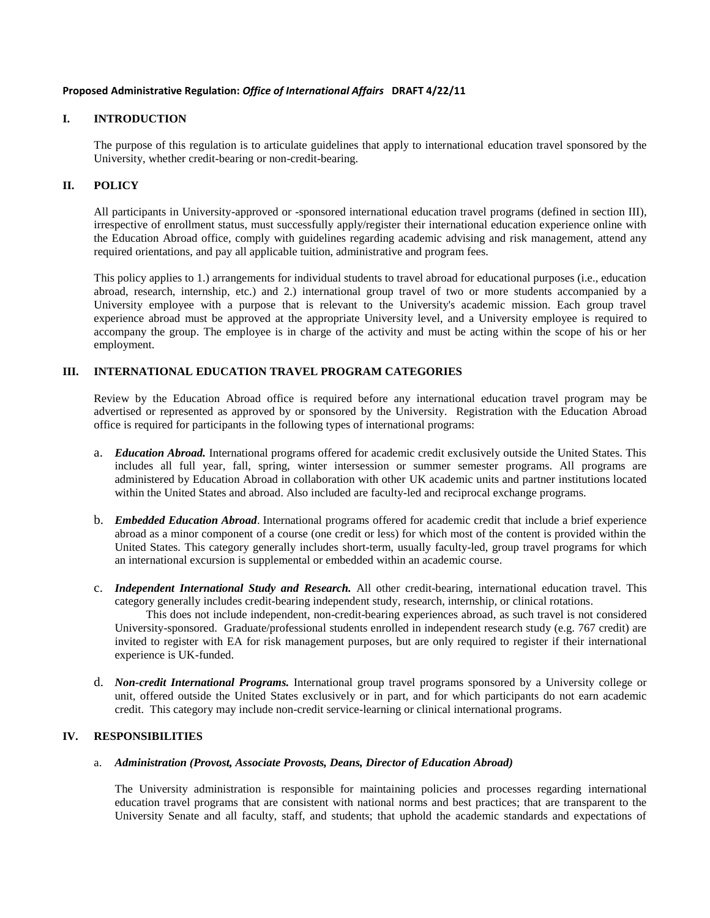**Proposed Administrative Regulation:** ***Office of International Affairs*** **DRAFT 4/22/11**

## I. INTRODUCTION

The purpose of this regulation is to articulate guidelines that apply to international education travel sponsored by the University, whether credit-bearing or non-credit-bearing.

## II. POLICY

All participants in University-approved or -sponsored international education travel programs (defined in section III), irrespective of enrollment status, must successfully apply/register their international education experience online with the Education Abroad office, comply with guidelines regarding academic advising and risk management, attend any required orientations, and pay all applicable tuition, administrative and program fees.

This policy applies to 1.) arrangements for individual students to travel abroad for educational purposes (i.e., education abroad, research, internship, etc.) and 2.) international group travel of two or more students accompanied by a University employee with a purpose that is relevant to the University's academic mission. Each group travel experience abroad must be approved at the appropriate University level, and a University employee is required to accompany the group. The employee is in charge of the activity and must be acting within the scope of his or her employment.

## III. INTERNATIONAL EDUCATION TRAVEL PROGRAM CATEGORIES

Review by the Education Abroad office is required before any international education travel program may be advertised or represented as approved by or sponsored by the University. Registration with the Education Abroad office is required for participants in the following types of international programs:

a. ***Education Abroad.*** International programs offered for academic credit exclusively outside the United States. This includes all full year, fall, spring, winter intersession or summer semester programs. All programs are administered by Education Abroad in collaboration with other UK academic units and partner institutions located within the United States and abroad. Also included are faculty-led and reciprocal exchange programs.

b. ***Embedded Education Abroad***. International programs offered for academic credit that include a brief experience abroad as a minor component of a course (one credit or less) for which most of the content is provided within the United States. This category generally includes short-term, usually faculty-led, group travel programs for which an international excursion is supplemental or embedded within an academic course.

c. ***Independent International Study and Research.*** All other credit-bearing, international education travel. This category generally includes credit-bearing independent study, research, internship, or clinical rotations.

   This does not include independent, non-credit-bearing experiences abroad, as such travel is not considered University-sponsored. Graduate/professional students enrolled in independent research study (e.g. 767 credit) are invited to register with EA for risk management purposes, but are only required to register if their international experience is UK-funded.

d. ***Non-credit International Programs.*** International group travel programs sponsored by a University college or unit, offered outside the United States exclusively or in part, and for which participants do not earn academic credit. This category may include non-credit service-learning or clinical international programs.

## IV. RESPONSIBILITIES

### a. *Administration (Provost, Associate Provosts, Deans, Director of Education Abroad)*

The University administration is responsible for maintaining policies and processes regarding international education travel programs that are consistent with national norms and best practices; that are transparent to the University Senate and all faculty, staff, and students; that uphold the academic standards and expectations of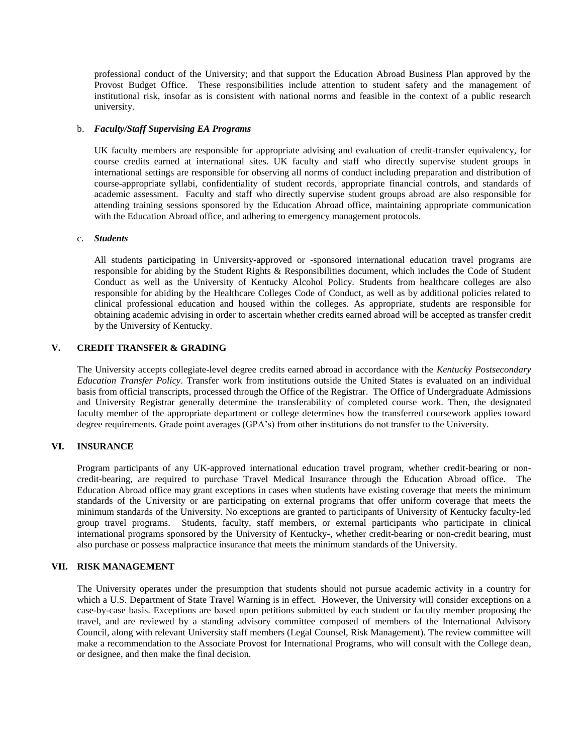professional conduct of the University; and that support the Education Abroad Business Plan approved by the Provost Budget Office. These responsibilities include attention to student safety and the management of institutional risk, insofar as is consistent with national norms and feasible in the context of a public research university.

b. ***Faculty/Staff Supervising EA Programs***

UK faculty members are responsible for appropriate advising and evaluation of credit-transfer equivalency, for course credits earned at international sites. UK faculty and staff who directly supervise student groups in international settings are responsible for observing all norms of conduct including preparation and distribution of course-appropriate syllabi, confidentiality of student records, appropriate financial controls, and standards of academic assessment. Faculty and staff who directly supervise student groups abroad are also responsible for attending training sessions sponsored by the Education Abroad office, maintaining appropriate communication with the Education Abroad office, and adhering to emergency management protocols.

c. ***Students***

All students participating in University-approved or -sponsored international education travel programs are responsible for abiding by the Student Rights & Responsibilities document, which includes the Code of Student Conduct as well as the University of Kentucky Alcohol Policy. Students from healthcare colleges are also responsible for abiding by the Healthcare Colleges Code of Conduct, as well as by additional policies related to clinical professional education and housed within the colleges. As appropriate, students are responsible for obtaining academic advising in order to ascertain whether credits earned abroad will be accepted as transfer credit by the University of Kentucky.

## V. CREDIT TRANSFER & GRADING

The University accepts collegiate-level degree credits earned abroad in accordance with the *Kentucky Postsecondary Education Transfer Policy*. Transfer work from institutions outside the United States is evaluated on an individual basis from official transcripts, processed through the Office of the Registrar. The Office of Undergraduate Admissions and University Registrar generally determine the transferability of completed course work. Then, the designated faculty member of the appropriate department or college determines how the transferred coursework applies toward degree requirements. Grade point averages (GPA's) from other institutions do not transfer to the University.

## VI. INSURANCE

Program participants of any UK-approved international education travel program, whether credit-bearing or non-credit-bearing, are required to purchase Travel Medical Insurance through the Education Abroad office. The Education Abroad office may grant exceptions in cases when students have existing coverage that meets the minimum standards of the University or are participating on external programs that offer uniform coverage that meets the minimum standards of the University. No exceptions are granted to participants of University of Kentucky faculty-led group travel programs. Students, faculty, staff members, or external participants who participate in clinical international programs sponsored by the University of Kentucky-, whether credit-bearing or non-credit bearing, must also purchase or possess malpractice insurance that meets the minimum standards of the University.

## VII. RISK MANAGEMENT

The University operates under the presumption that students should not pursue academic activity in a country for which a U.S. Department of State Travel Warning is in effect. However, the University will consider exceptions on a case-by-case basis. Exceptions are based upon petitions submitted by each student or faculty member proposing the travel, and are reviewed by a standing advisory committee composed of members of the International Advisory Council, along with relevant University staff members (Legal Counsel, Risk Management). The review committee will make a recommendation to the Associate Provost for International Programs, who will consult with the College dean, or designee, and then make the final decision.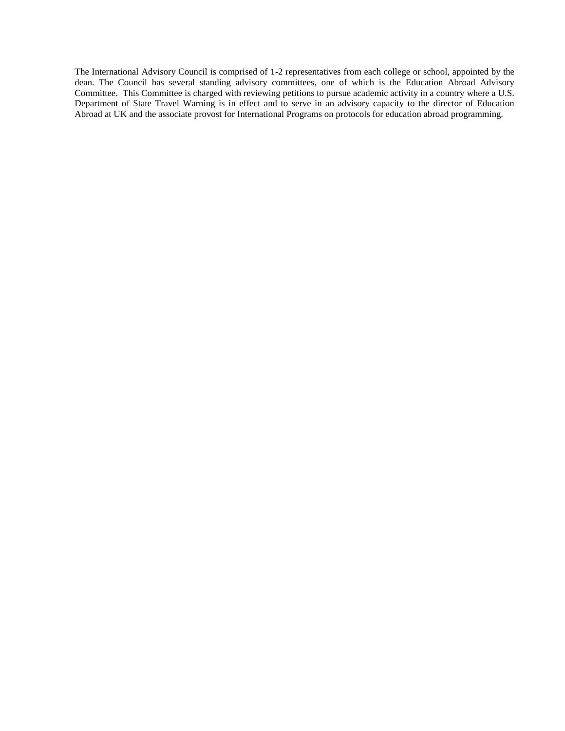The International Advisory Council is comprised of 1-2 representatives from each college or school, appointed by the dean. The Council has several standing advisory committees, one of which is the Education Abroad Advisory Committee. This Committee is charged with reviewing petitions to pursue academic activity in a country where a U.S. Department of State Travel Warning is in effect and to serve in an advisory capacity to the director of Education Abroad at UK and the associate provost for International Programs on protocols for education abroad programming.